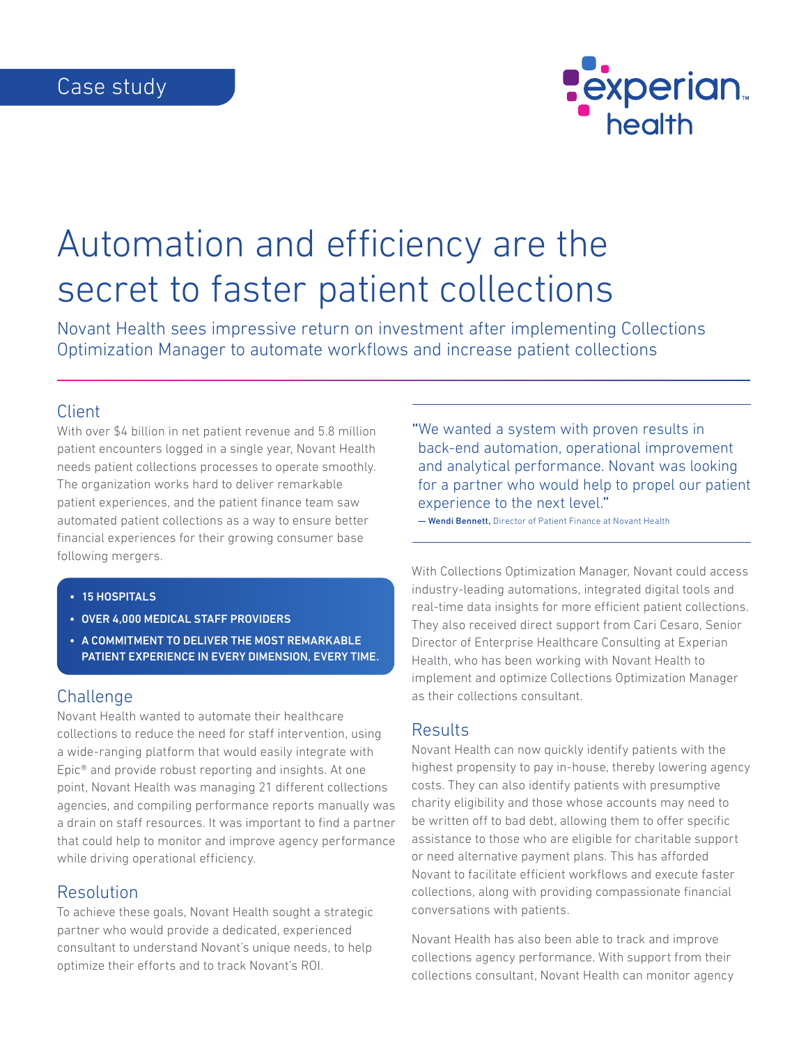Case study

# Automation and efficiency are the secret to faster patient collections

Novant Health sees impressive return on investment after implementing Collections Optimization Manager to automate workflows and increase patient collections

## Client

With over $4 billion in net patient revenue and 5.8 million patient encounters logged in a single year, Novant Health needs patient collections processes to operate smoothly. The organization works hard to deliver remarkable patient experiences, and the patient finance team saw automated patient collections as a way to ensure better financial experiences for their growing consumer base following mergers.

- **15 HOSPITALS**
- **OVER 4,000 MEDICAL STAFF PROVIDERS**
- **A COMMITMENT TO DELIVER THE MOST REMARKABLE PATIENT EXPERIENCE IN EVERY DIMENSION, EVERY TIME.**

## Challenge

Novant Health wanted to automate their healthcare collections to reduce the need for staff intervention, using a wide-ranging platform that would easily integrate with Epic® and provide robust reporting and insights. At one point, Novant Health was managing 21 different collections agencies, and compiling performance reports manually was a drain on staff resources. It was important to find a partner that could help to monitor and improve agency performance while driving operational efficiency.

## Resolution

To achieve these goals, Novant Health sought a strategic partner who would provide a dedicated, experienced consultant to understand Novant's unique needs, to help optimize their efforts and to track Novant's ROI.

> "We wanted a system with proven results in back-end automation, operational improvement and analytical performance. Novant was looking for a partner who would help to propel our patient experience to the next level."
>
> — **Wendi Bennett,** Director of Patient Finance at Novant Health

With Collections Optimization Manager, Novant could access industry-leading automations, integrated digital tools and real-time data insights for more efficient patient collections. They also received direct support from Cari Cesaro, Senior Director of Enterprise Healthcare Consulting at Experian Health, who has been working with Novant Health to implement and optimize Collections Optimization Manager as their collections consultant.

## Results

Novant Health can now quickly identify patients with the highest propensity to pay in-house, thereby lowering agency costs. They can also identify patients with presumptive charity eligibility and those whose accounts may need to be written off to bad debt, allowing them to offer specific assistance to those who are eligible for charitable support or need alternative payment plans. This has afforded Novant to facilitate efficient workflows and execute faster collections, along with providing compassionate financial conversations with patients.

Novant Health has also been able to track and improve collections agency performance. With support from their collections consultant, Novant Health can monitor agency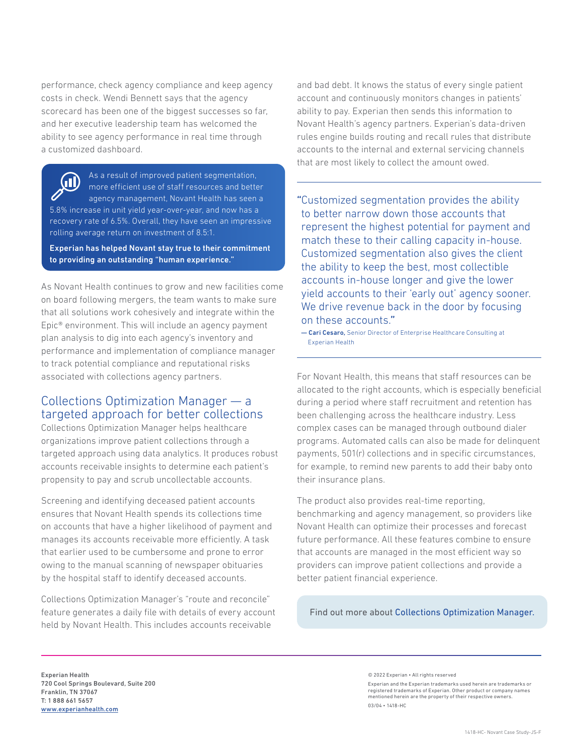performance, check agency compliance and keep agency costs in check. Wendi Bennett says that the agency scorecard has been one of the biggest successes so far, and her executive leadership team has welcomed the ability to see agency performance in real time through a customized dashboard.

> As a result of improved patient segmentation, more efficient use of staff resources and better agency management, Novant Health has seen a 5.8% increase in unit yield year-over-year, and now has a recovery rate of 6.5%. Overall, they have seen an impressive rolling average return on investment of 8.5:1.
>
> **Experian has helped Novant stay true to their commitment to providing an outstanding "human experience."**

As Novant Health continues to grow and new facilities come on board following mergers, the team wants to make sure that all solutions work cohesively and integrate within the Epic® environment. This will include an agency payment plan analysis to dig into each agency's inventory and performance and implementation of compliance manager to track potential compliance and reputational risks associated with collections agency partners.

## Collections Optimization Manager — a targeted approach for better collections

Collections Optimization Manager helps healthcare organizations improve patient collections through a targeted approach using data analytics. It produces robust accounts receivable insights to determine each patient's propensity to pay and scrub uncollectable accounts.

Screening and identifying deceased patient accounts ensures that Novant Health spends its collections time on accounts that have a higher likelihood of payment and manages its accounts receivable more efficiently. A task that earlier used to be cumbersome and prone to error owing to the manual scanning of newspaper obituaries by the hospital staff to identify deceased accounts.

Collections Optimization Manager's "route and reconcile" feature generates a daily file with details of every account held by Novant Health. This includes accounts receivable and bad debt. It knows the status of every single patient account and continuously monitors changes in patients' ability to pay. Experian then sends this information to Novant Health's agency partners. Experian's data-driven rules engine builds routing and recall rules that distribute accounts to the internal and external servicing channels that are most likely to collect the amount owed.

> "Customized segmentation provides the ability to better narrow down those accounts that represent the highest potential for payment and match these to their calling capacity in-house. Customized segmentation also gives the client the ability to keep the best, most collectible accounts in-house longer and give the lower yield accounts to their 'early out' agency sooner. We drive revenue back in the door by focusing on these accounts."
>
> **— Cari Cesaro,** Senior Director of Enterprise Healthcare Consulting at Experian Health

For Novant Health, this means that staff resources can be allocated to the right accounts, which is especially beneficial during a period where staff recruitment and retention has been challenging across the healthcare industry. Less complex cases can be managed through outbound dialer programs. Automated calls can also be made for delinquent payments, 501(r) collections and in specific circumstances, for example, to remind new parents to add their baby onto their insurance plans.

The product also provides real-time reporting, benchmarking and agency management, so providers like Novant Health can optimize their processes and forecast future performance. All these features combine to ensure that accounts are managed in the most efficient way so providers can improve patient collections and provide a better patient financial experience.

Find out more about Collections Optimization Manager.

**Experian Health**
**720 Cool Springs Boulevard, Suite 200**
**Franklin, TN 37067**
**T: 1 888 661 5657**
**www.experianhealth.com**

© 2022 Experian • All rights reserved

Experian and the Experian trademarks used herein are trademarks or registered trademarks of Experian. Other product or company names mentioned herein are the property of their respective owners.

03/04 • 1418-HC

1418-HC- Novant Case Study-JS-F